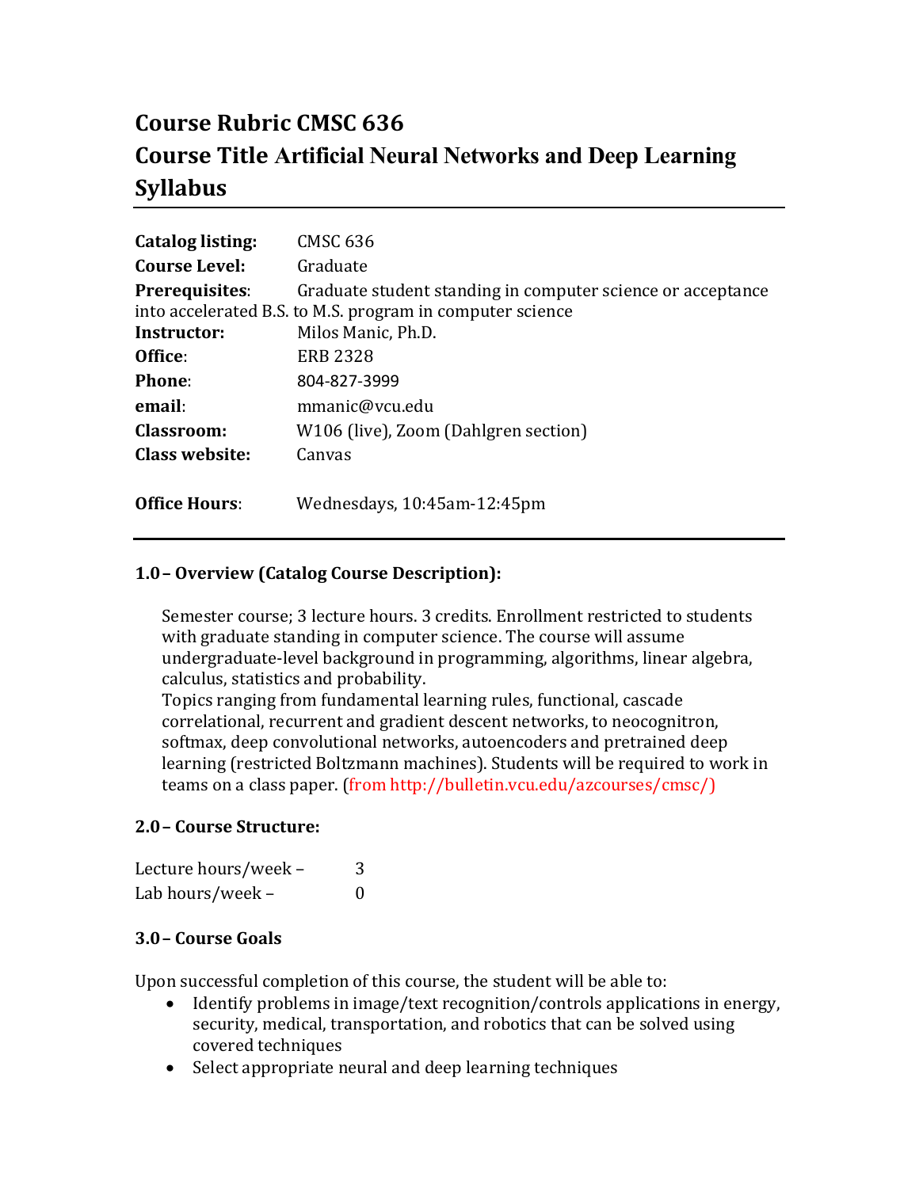# Course Rubric CMSC 636
# Course Title Artificial Neural Networks and Deep Learning
# Syllabus

**Catalog listing:** CMSC 636
**Course Level:** Graduate
**Prerequisites**: Graduate student standing in computer science or acceptance into accelerated B.S. to M.S. program in computer science
**Instructor:** Milos Manic, Ph.D.
**Office**: ERB 2328
**Phone**: 804-827-3999
**email**: mmanic@vcu.edu
**Classroom:** W106 (live), Zoom (Dahlgren section)
**Class website:** Canvas

**Office Hours**: Wednesdays, 10:45am-12:45pm

### 1.0 – Overview (Catalog Course Description):

Semester course; 3 lecture hours. 3 credits. Enrollment restricted to students with graduate standing in computer science. The course will assume undergraduate-level background in programming, algorithms, linear algebra, calculus, statistics and probability.
Topics ranging from fundamental learning rules, functional, cascade correlational, recurrent and gradient descent networks, to neocognitron, softmax, deep convolutional networks, autoencoders and pretrained deep learning (restricted Boltzmann machines). Students will be required to work in teams on a class paper. (from http://bulletin.vcu.edu/azcourses/cmsc/)

### 2.0 – Course Structure:

Lecture hours/week – 3
Lab hours/week – 0

### 3.0 – Course Goals

Upon successful completion of this course, the student will be able to:

- Identify problems in image/text recognition/controls applications in energy, security, medical, transportation, and robotics that can be solved using covered techniques
- Select appropriate neural and deep learning techniques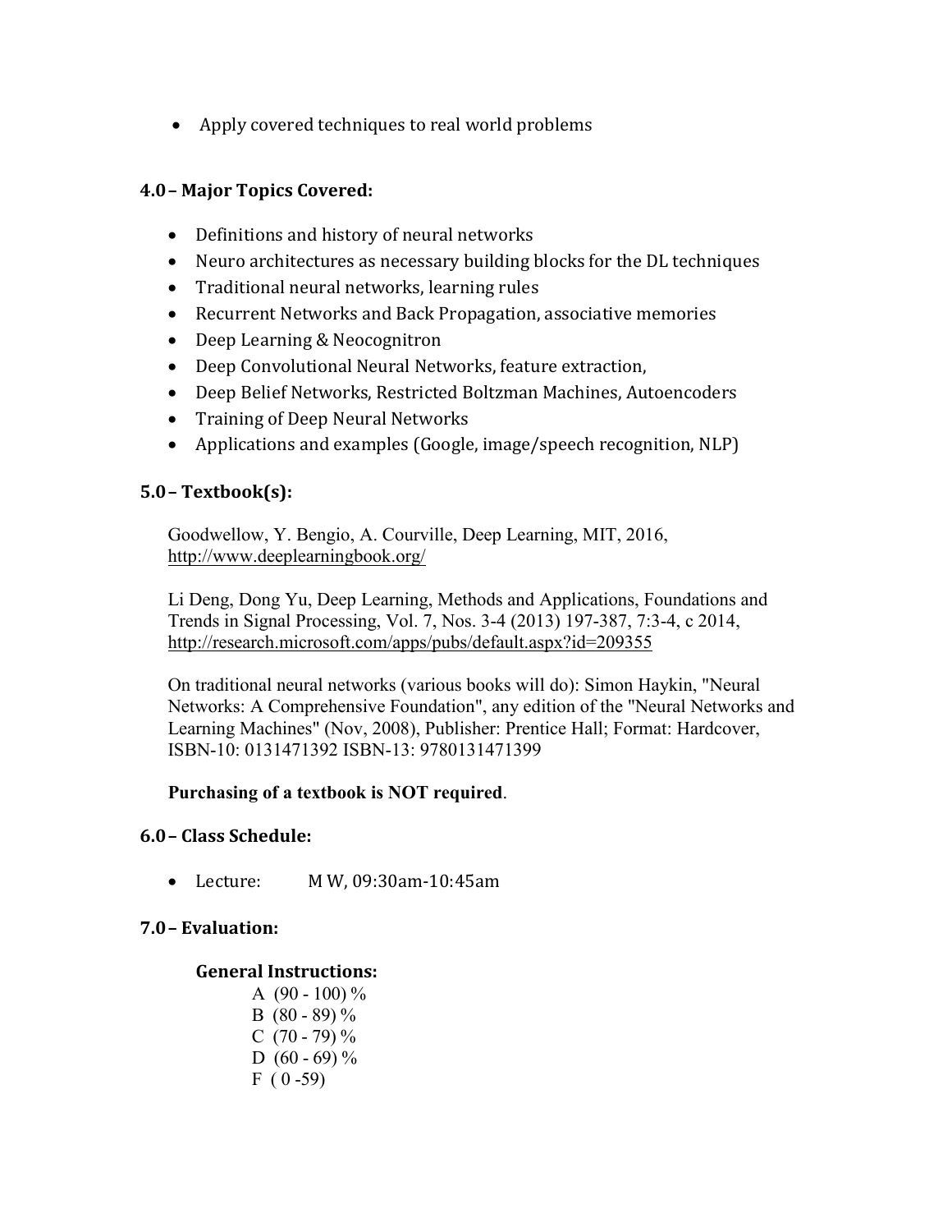- Apply covered techniques to real world problems

### 4.0 – Major Topics Covered:

- Definitions and history of neural networks
- Neuro architectures as necessary building blocks for the DL techniques
- Traditional neural networks, learning rules
- Recurrent Networks and Back Propagation, associative memories
- Deep Learning & Neocognitron
- Deep Convolutional Neural Networks, feature extraction,
- Deep Belief Networks, Restricted Boltzman Machines, Autoencoders
- Training of Deep Neural Networks
- Applications and examples (Google, image/speech recognition, NLP)

### 5.0 – Textbook(s):

Goodwellow, Y. Bengio, A. Courville, Deep Learning, MIT, 2016, http://www.deeplearningbook.org/

Li Deng, Dong Yu, Deep Learning, Methods and Applications, Foundations and Trends in Signal Processing, Vol. 7, Nos. 3-4 (2013) 197-387, 7:3-4, c 2014, http://research.microsoft.com/apps/pubs/default.aspx?id=209355

On traditional neural networks (various books will do): Simon Haykin, "Neural Networks: A Comprehensive Foundation", any edition of the "Neural Networks and Learning Machines" (Nov, 2008), Publisher: Prentice Hall; Format: Hardcover, ISBN-10: 0131471392 ISBN-13: 9780131471399

**Purchasing of a textbook is NOT required**.

### 6.0 – Class Schedule:

- Lecture: M W, 09:30am-10:45am

### 7.0 – Evaluation:

**General Instructions:**

A (90 - 100) %
B (80 - 89) %
C (70 - 79) %
D (60 - 69) %
F ( 0 -59)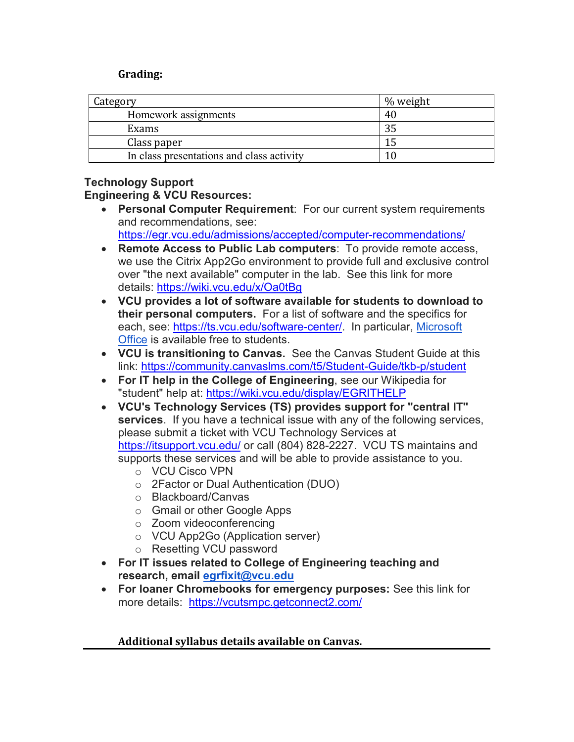**Grading:**

| Category | % weight |
|---|---|
| Homework assignments | 40 |
| Exams | 35 |
| Class paper | 15 |
| In class presentations and class activity | 10 |

**Technology Support**
**Engineering & VCU Resources:**

- **Personal Computer Requirement**: For our current system requirements and recommendations, see: https://egr.vcu.edu/admissions/accepted/computer-recommendations/
- **Remote Access to Public Lab computers**: To provide remote access, we use the Citrix App2Go environment to provide full and exclusive control over "the next available" computer in the lab. See this link for more details: https://wiki.vcu.edu/x/Oa0tBg
- **VCU provides a lot of software available for students to download to their personal computers.** For a list of software and the specifics for each, see: https://ts.vcu.edu/software-center/. In particular, Microsoft Office is available free to students.
- **VCU is transitioning to Canvas.** See the Canvas Student Guide at this link: https://community.canvaslms.com/t5/Student-Guide/tkb-p/student
- **For IT help in the College of Engineering**, see our Wikipedia for "student" help at: https://wiki.vcu.edu/display/EGRITHELP
- **VCU's Technology Services (TS) provides support for "central IT" services**. If you have a technical issue with any of the following services, please submit a ticket with VCU Technology Services at https://itsupport.vcu.edu/ or call (804) 828-2227. VCU TS maintains and supports these services and will be able to provide assistance to you.
  - VCU Cisco VPN
  - 2Factor or Dual Authentication (DUO)
  - Blackboard/Canvas
  - Gmail or other Google Apps
  - Zoom videoconferencing
  - VCU App2Go (Application server)
  - Resetting VCU password
- **For IT issues related to College of Engineering teaching and research, email egrfixit@vcu.edu**
- **For loaner Chromebooks for emergency purposes:** See this link for more details: https://vcutsmpc.getconnect2.com/

**Additional syllabus details available on Canvas.**